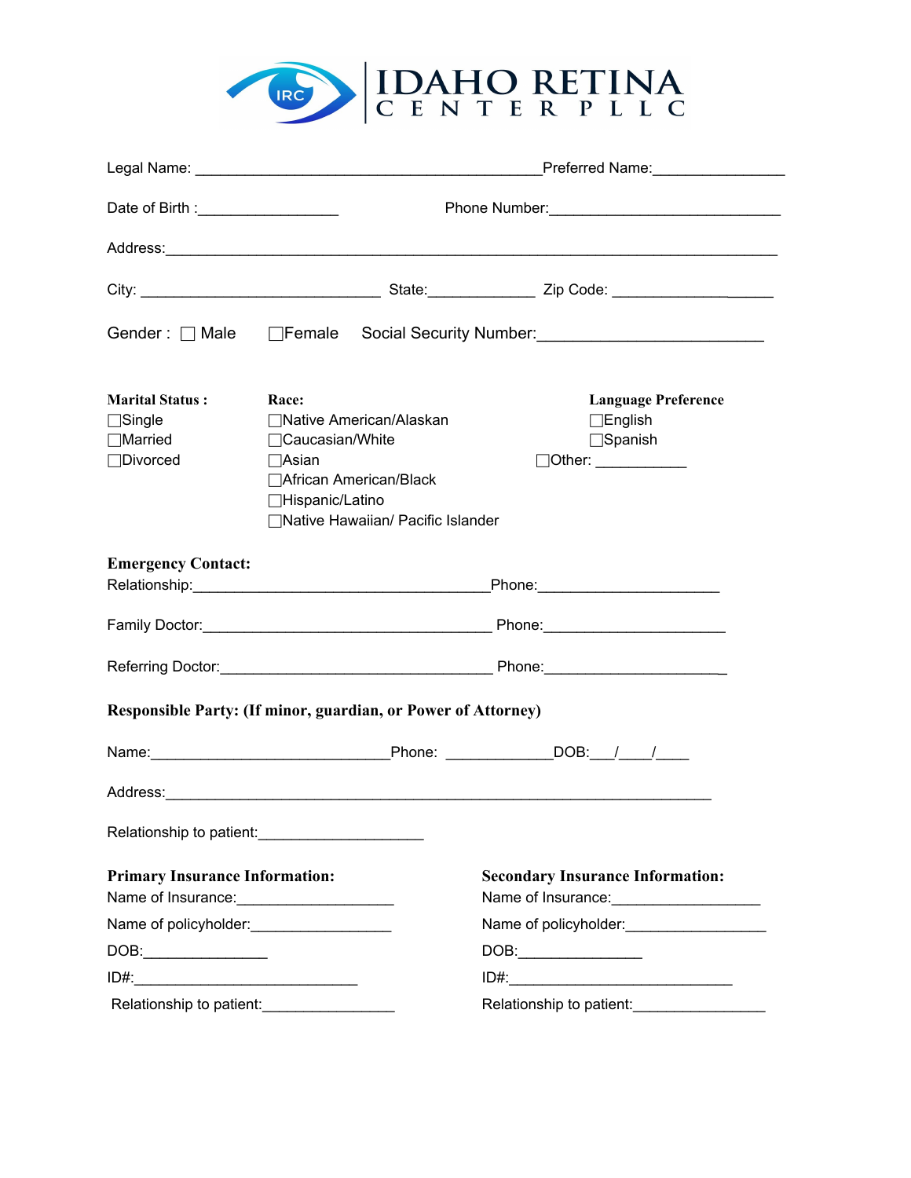# IDAHO RETINA CENTER PLLC

Legal Name: ___________________________________________Preferred Name:________________

Date of Birth :_________________ Phone Number:____________________________

Address:___________________________________________________________________________

City: _____________________________ State:_____________ Zip Code: ____________________

Gender : ☐ Male ☐Female Social Security Number:_________________________

**Marital Status :**
☐Single
☐Married
☐Divorced

**Race:**
☐Native American/Alaskan
☐Caucasian/White
☐Asian
☐African American/Black
☐Hispanic/Latino
☐Native Hawaiian/ Pacific Islander

**Language Preference**
☐English
☐Spanish
☐Other: ___________

**Emergency Contact:**
Relationship:____________________________________Phone:_____________________

Family Doctor:___________________________________ Phone:_____________________

Referring Doctor:_________________________________ Phone:_____________________

**Responsible Party: (If minor, guardian, or Power of Attorney)**

Name:_____________________________Phone: _____________DOB:___/____/____

Address:________________________________________________________________

Relationship to patient:____________________

**Primary Insurance Information:**
Name of Insurance:___________________
Name of policyholder:_________________
DOB:_______________
ID#:____________________________
Relationship to patient:________________

**Secondary Insurance Information:**
Name of Insurance:_________________
Name of policyholder:_________________
DOB:_______________
ID#:___________________________
Relationship to patient:________________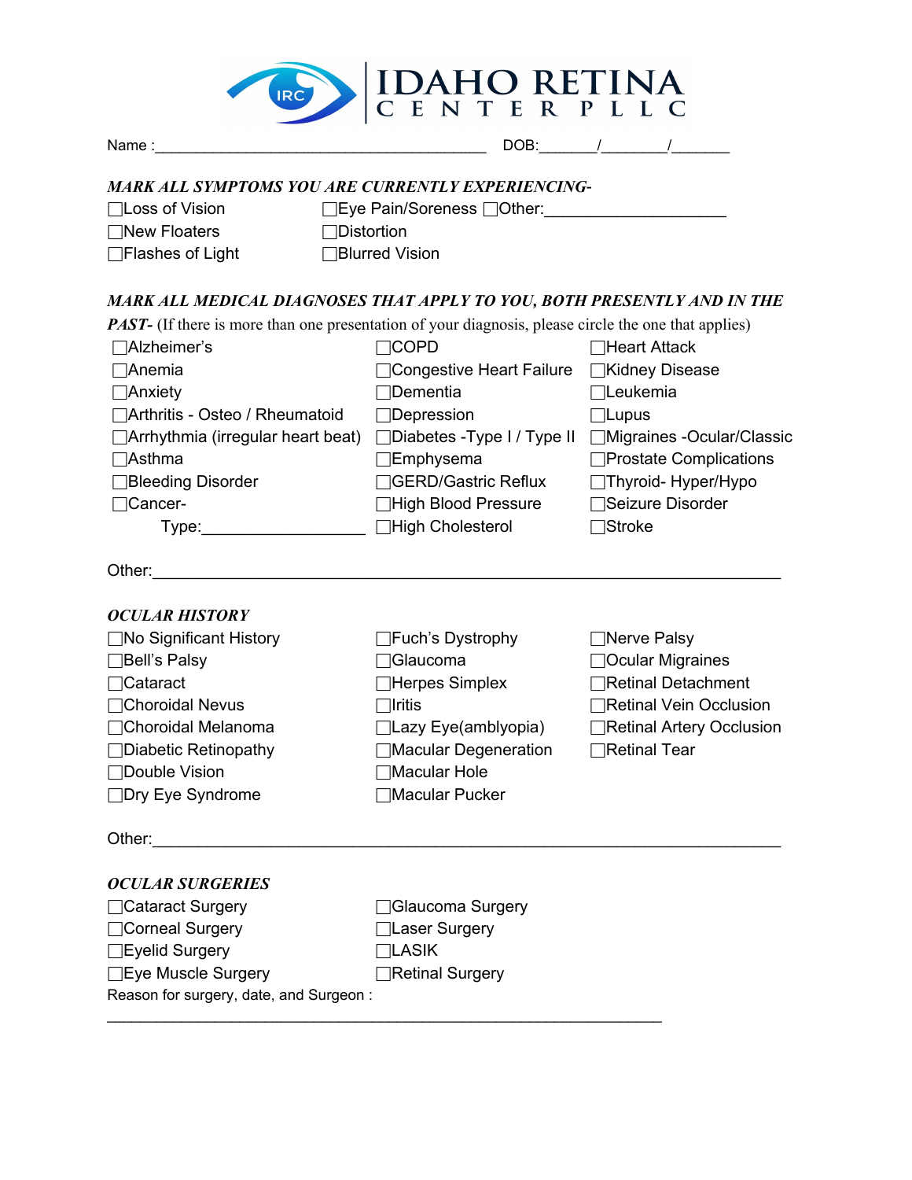# IDAHO RETINA CENTER PLLC

Name :________________________________________ DOB:_______/________/_______

***MARK ALL SYMPTOMS YOU ARE CURRENTLY EXPERIENCING-***

☐Loss of Vision ☐Eye Pain/Soreness ☐Other:____________________

☐New Floaters ☐Distortion

☐Flashes of Light ☐Blurred Vision

***MARK ALL MEDICAL DIAGNOSES THAT APPLY TO YOU, BOTH PRESENTLY AND IN THE PAST-*** (If there is more than one presentation of your diagnosis, please circle the one that applies)

☐Alzheimer's
☐Anemia
☐Anxiety
☐Arthritis - Osteo / Rheumatoid
☐Arrhythmia (irregular heart beat)
☐Asthma
☐Bleeding Disorder
☐Cancer-
Type:__________________
☐COPD
☐Congestive Heart Failure
☐Dementia
☐Depression
☐Diabetes -Type I / Type II
☐Emphysema
☐GERD/Gastric Reflux
☐High Blood Pressure
☐High Cholesterol
☐Heart Attack
☐Kidney Disease
☐Leukemia
☐Lupus
☐Migraines -Ocular/Classic
☐Prostate Complications
☐Thyroid- Hyper/Hypo
☐Seizure Disorder
☐Stroke

Other:______________________________________________________________________

***OCULAR HISTORY***

☐No Significant History
☐Bell's Palsy
☐Cataract
☐Choroidal Nevus
☐Choroidal Melanoma
☐Diabetic Retinopathy
☐Double Vision
☐Dry Eye Syndrome
☐Fuch's Dystrophy
☐Glaucoma
☐Herpes Simplex
☐Iritis
☐Lazy Eye(amblyopia)
☐Macular Degeneration
☐Macular Hole
☐Macular Pucker
☐Nerve Palsy
☐Ocular Migraines
☐Retinal Detachment
☐Retinal Vein Occlusion
☐Retinal Artery Occlusion
☐Retinal Tear

Other:______________________________________________________________________

***OCULAR SURGERIES***

☐Cataract Surgery
☐Corneal Surgery
☐Eyelid Surgery
☐Eye Muscle Surgery
☐Glaucoma Surgery
☐Laser Surgery
☐LASIK
☐Retinal Surgery

Reason for surgery, date, and Surgeon :

_______________________________________________________________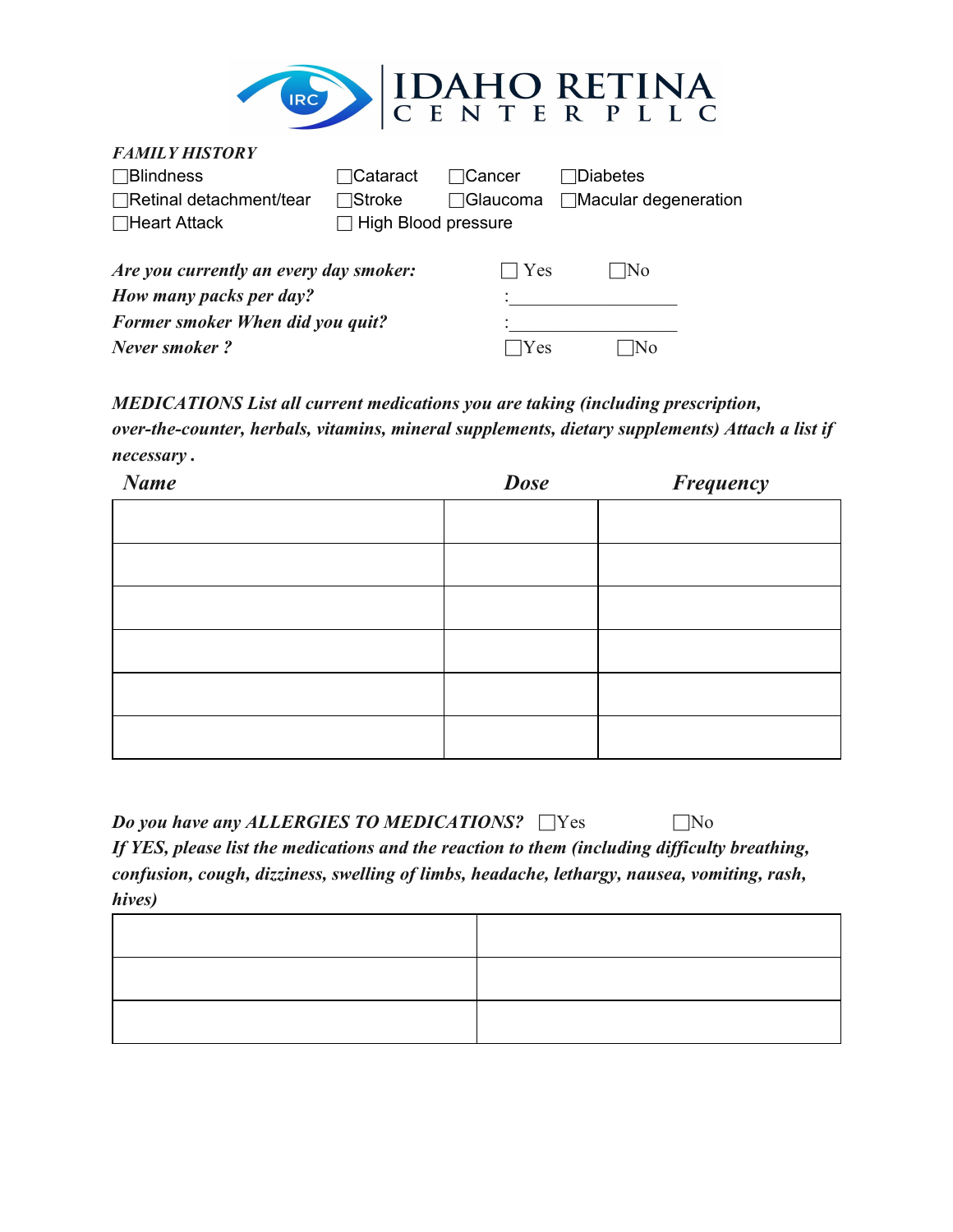# IDAHO RETINA CENTER PLLC

***FAMILY HISTORY***

☐Blindness ☐Cataract ☐Cancer ☐Diabetes
☐Retinal detachment/tear ☐Stroke ☐Glaucoma ☐Macular degeneration
☐Heart Attack ☐ High Blood pressure

***Are you currently an every day smoker:*** ☐ Yes ☐No
***How many packs per day?*** :__________________
***Former smoker When did you quit?*** :__________________
***Never smoker ?*** ☐Yes ☐No

***MEDICATIONS List all current medications you are taking (including prescription, over-the-counter, herbals, vitamins, mineral supplements, dietary supplements) Attach a list if necessary .***

| *Name* | *Dose* | *Frequency* |
|---|---|---|
| | | |
| | | |
| | | |
| | | |
| | | |
| | | |

***Do you have any ALLERGIES TO MEDICATIONS?*** ☐Yes ☐No
***If YES, please list the medications and the reaction to them (including difficulty breathing, confusion, cough, dizziness, swelling of limbs, headache, lethargy, nausea, vomiting, rash, hives)***

| | |
|---|---|
| | |
| | |
| | |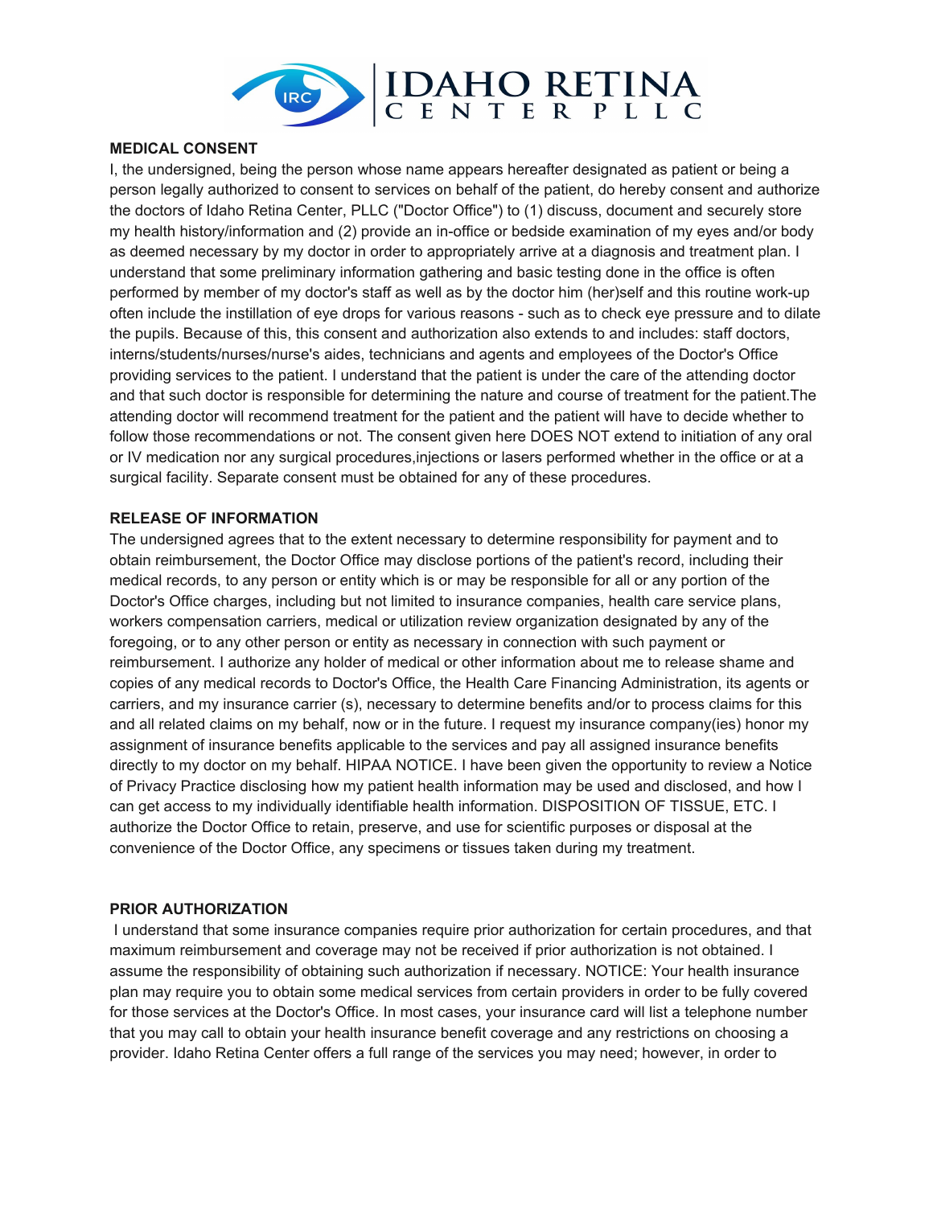**MEDICAL CONSENT**

I, the undersigned, being the person whose name appears hereafter designated as patient or being a person legally authorized to consent to services on behalf of the patient, do hereby consent and authorize the doctors of Idaho Retina Center, PLLC ("Doctor Office") to (1) discuss, document and securely store my health history/information and (2) provide an in-office or bedside examination of my eyes and/or body as deemed necessary by my doctor in order to appropriately arrive at a diagnosis and treatment plan. I understand that some preliminary information gathering and basic testing done in the office is often performed by member of my doctor's staff as well as by the doctor him (her)self and this routine work-up often include the instillation of eye drops for various reasons - such as to check eye pressure and to dilate the pupils. Because of this, this consent and authorization also extends to and includes: staff doctors, interns/students/nurses/nurse's aides, technicians and agents and employees of the Doctor's Office providing services to the patient. I understand that the patient is under the care of the attending doctor and that such doctor is responsible for determining the nature and course of treatment for the patient.The attending doctor will recommend treatment for the patient and the patient will have to decide whether to follow those recommendations or not. The consent given here DOES NOT extend to initiation of any oral or IV medication nor any surgical procedures,injections or lasers performed whether in the office or at a surgical facility. Separate consent must be obtained for any of these procedures.

**RELEASE OF INFORMATION**

The undersigned agrees that to the extent necessary to determine responsibility for payment and to obtain reimbursement, the Doctor Office may disclose portions of the patient's record, including their medical records, to any person or entity which is or may be responsible for all or any portion of the Doctor's Office charges, including but not limited to insurance companies, health care service plans, workers compensation carriers, medical or utilization review organization designated by any of the foregoing, or to any other person or entity as necessary in connection with such payment or reimbursement. I authorize any holder of medical or other information about me to release shame and copies of any medical records to Doctor's Office, the Health Care Financing Administration, its agents or carriers, and my insurance carrier (s), necessary to determine benefits and/or to process claims for this and all related claims on my behalf, now or in the future. I request my insurance company(ies) honor my assignment of insurance benefits applicable to the services and pay all assigned insurance benefits directly to my doctor on my behalf. HIPAA NOTICE. I have been given the opportunity to review a Notice of Privacy Practice disclosing how my patient health information may be used and disclosed, and how I can get access to my individually identifiable health information. DISPOSITION OF TISSUE, ETC. I authorize the Doctor Office to retain, preserve, and use for scientific purposes or disposal at the convenience of the Doctor Office, any specimens or tissues taken during my treatment.

**PRIOR AUTHORIZATION**

I understand that some insurance companies require prior authorization for certain procedures, and that maximum reimbursement and coverage may not be received if prior authorization is not obtained. I assume the responsibility of obtaining such authorization if necessary. NOTICE: Your health insurance plan may require you to obtain some medical services from certain providers in order to be fully covered for those services at the Doctor's Office. In most cases, your insurance card will list a telephone number that you may call to obtain your health insurance benefit coverage and any restrictions on choosing a provider. Idaho Retina Center offers a full range of the services you may need; however, in order to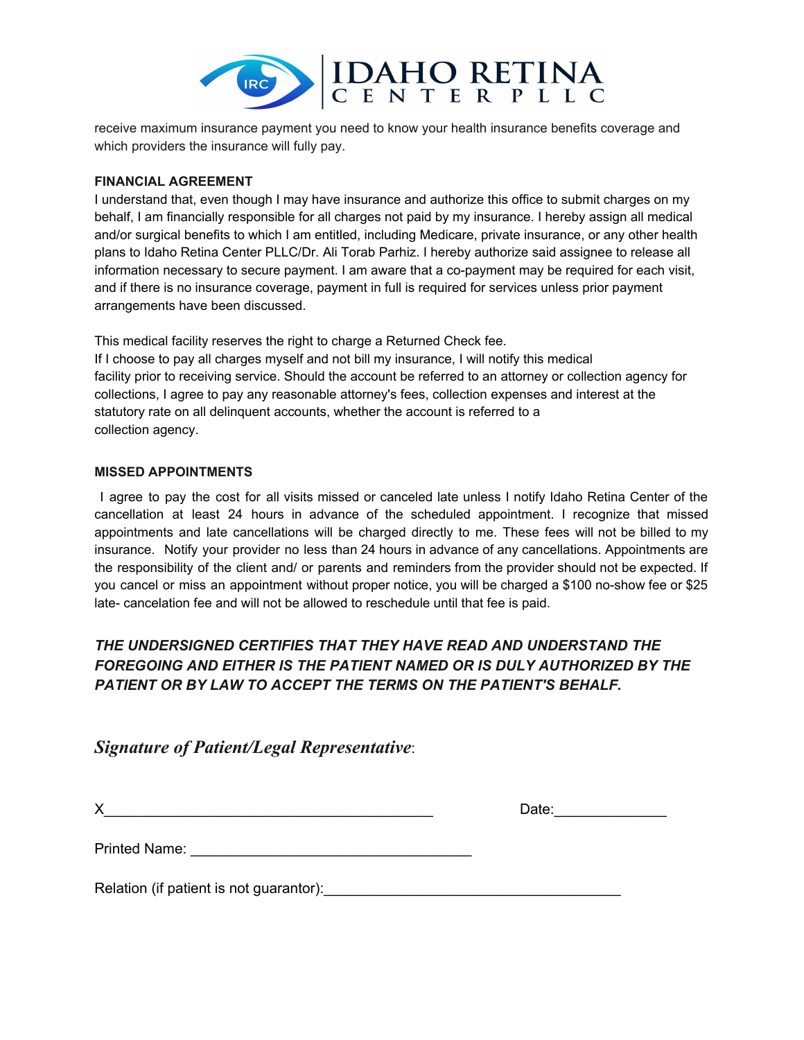receive maximum insurance payment you need to know your health insurance benefits coverage and which providers the insurance will fully pay.

**FINANCIAL AGREEMENT**

I understand that, even though I may have insurance and authorize this office to submit charges on my behalf, I am financially responsible for all charges not paid by my insurance. I hereby assign all medical and/or surgical benefits to which I am entitled, including Medicare, private insurance, or any other health plans to Idaho Retina Center PLLC/Dr. Ali Torab Parhiz. I hereby authorize said assignee to release all information necessary to secure payment. I am aware that a co-payment may be required for each visit, and if there is no insurance coverage, payment in full is required for services unless prior payment arrangements have been discussed.

This medical facility reserves the right to charge a Returned Check fee.
If I choose to pay all charges myself and not bill my insurance, I will notify this medical facility prior to receiving service. Should the account be referred to an attorney or collection agency for collections, I agree to pay any reasonable attorney's fees, collection expenses and interest at the statutory rate on all delinquent accounts, whether the account is referred to a collection agency.

**MISSED APPOINTMENTS**

I agree to pay the cost for all visits missed or canceled late unless I notify Idaho Retina Center of the cancellation at least 24 hours in advance of the scheduled appointment. I recognize that missed appointments and late cancellations will be charged directly to me. These fees will not be billed to my insurance. Notify your provider no less than 24 hours in advance of any cancellations. Appointments are the responsibility of the client and/ or parents and reminders from the provider should not be expected. If you cancel or miss an appointment without proper notice, you will be charged a $100 no-show fee or $25 late- cancelation fee and will not be allowed to reschedule until that fee is paid.

***THE UNDERSIGNED CERTIFIES THAT THEY HAVE READ AND UNDERSTAND THE FOREGOING AND EITHER IS THE PATIENT NAMED OR IS DULY AUTHORIZED BY THE PATIENT OR BY LAW TO ACCEPT THE TERMS ON THE PATIENT'S BEHALF.***

*Signature of Patient/Legal Representative*:

X_________________________________________ Date:______________

Printed Name: ___________________________________

Relation (if patient is not guarantor):_____________________________________